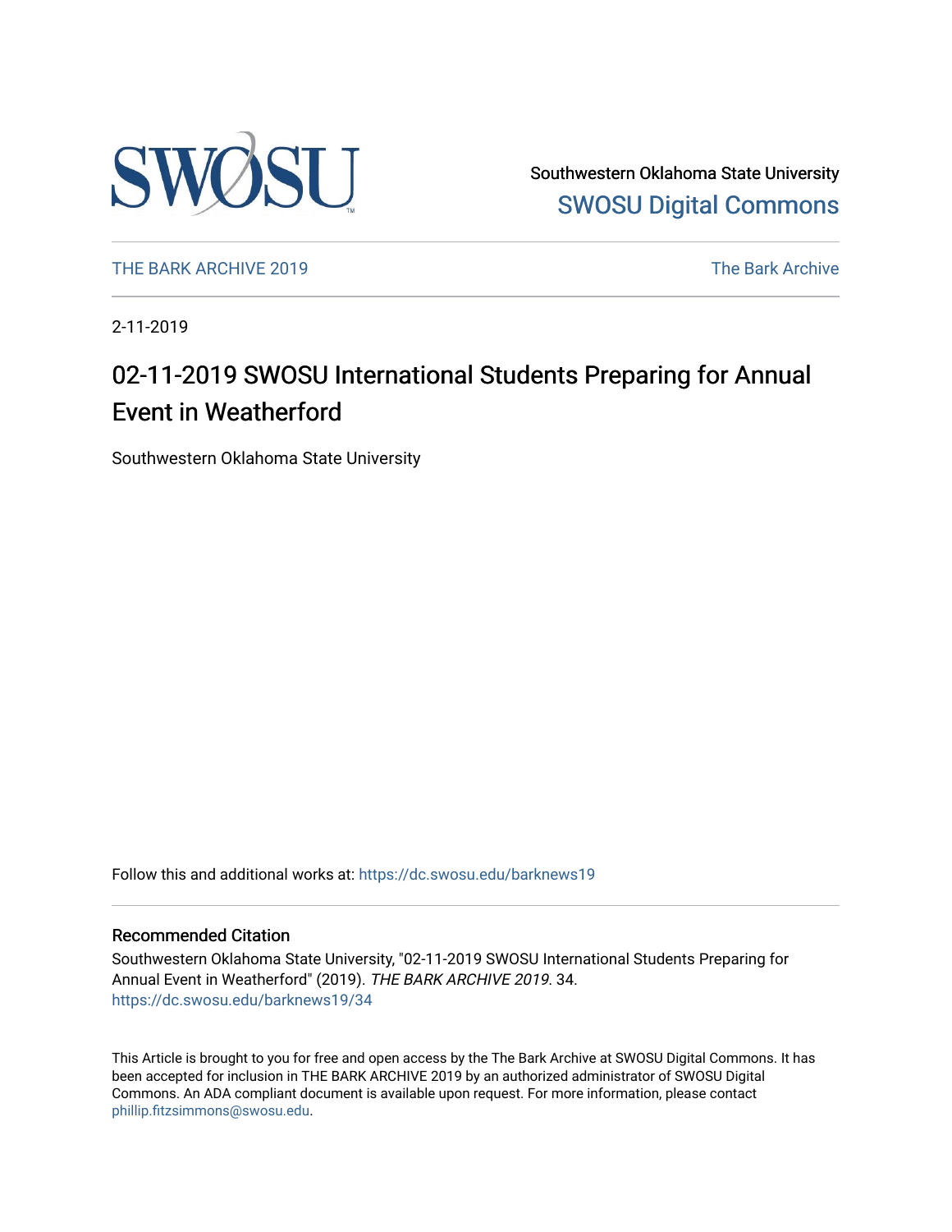Southwestern Oklahoma State University
SWOSU Digital Commons

THE BARK ARCHIVE 2019 | The Bark Archive

2-11-2019

# 02-11-2019 SWOSU International Students Preparing for Annual Event in Weatherford

Southwestern Oklahoma State University

Follow this and additional works at: https://dc.swosu.edu/barknews19

## Recommended Citation

Southwestern Oklahoma State University, "02-11-2019 SWOSU International Students Preparing for Annual Event in Weatherford" (2019). *THE BARK ARCHIVE 2019*. 34.
https://dc.swosu.edu/barknews19/34

This Article is brought to you for free and open access by the The Bark Archive at SWOSU Digital Commons. It has been accepted for inclusion in THE BARK ARCHIVE 2019 by an authorized administrator of SWOSU Digital Commons. An ADA compliant document is available upon request. For more information, please contact phillip.fitzsimmons@swosu.edu.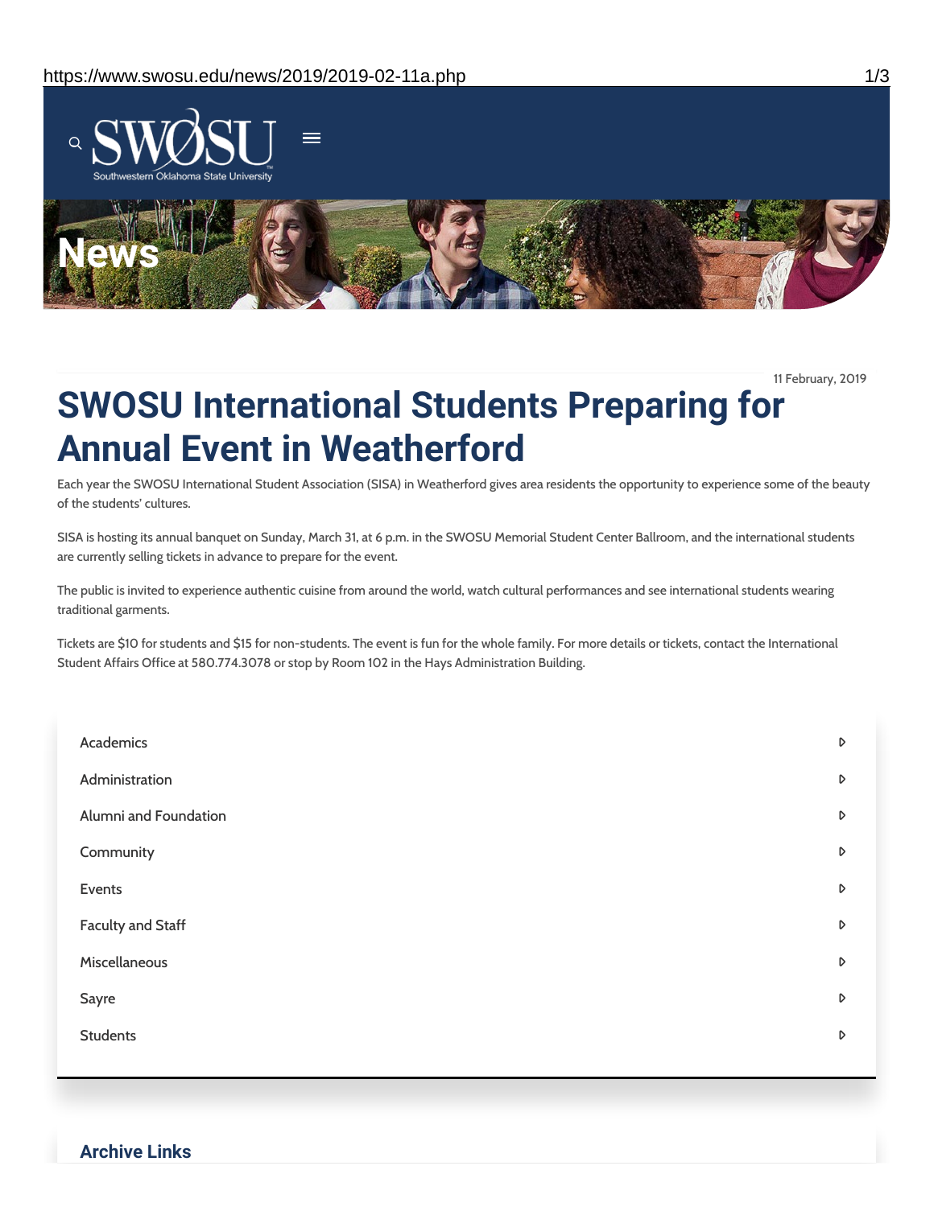11 February, 2019

# SWOSU International Students Preparing for Annual Event in Weatherford

Each year the SWOSU International Student Association (SISA) in Weatherford gives area residents the opportunity to experience some of the beauty of the students' cultures.

SISA is hosting its annual banquet on Sunday, March 31, at 6 p.m. in the SWOSU Memorial Student Center Ballroom, and the international students are currently selling tickets in advance to prepare for the event.

The public is invited to experience authentic cuisine from around the world, watch cultural performances and see international students wearing traditional garments.

Tickets are $10 for students and $15 for non-students. The event is fun for the whole family. For more details or tickets, contact the International Student Affairs Office at 580.774.3078 or stop by Room 102 in the Hays Administration Building.

- Academics
- Administration
- Alumni and Foundation
- Community
- Events
- Faculty and Staff
- Miscellaneous
- Sayre
- Students

## Archive Links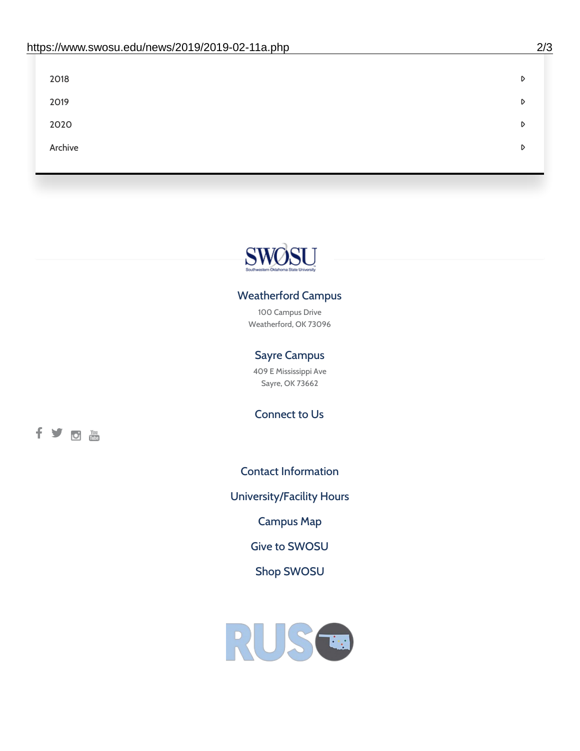2018

2019

2020

Archive

## Weatherford Campus

100 Campus Drive
Weatherford, OK 73096

## Sayre Campus

409 E Mississippi Ave
Sayre, OK 73662

## Connect to Us

Contact Information

University/Facility Hours

Campus Map

Give to SWOSU

Shop SWOSU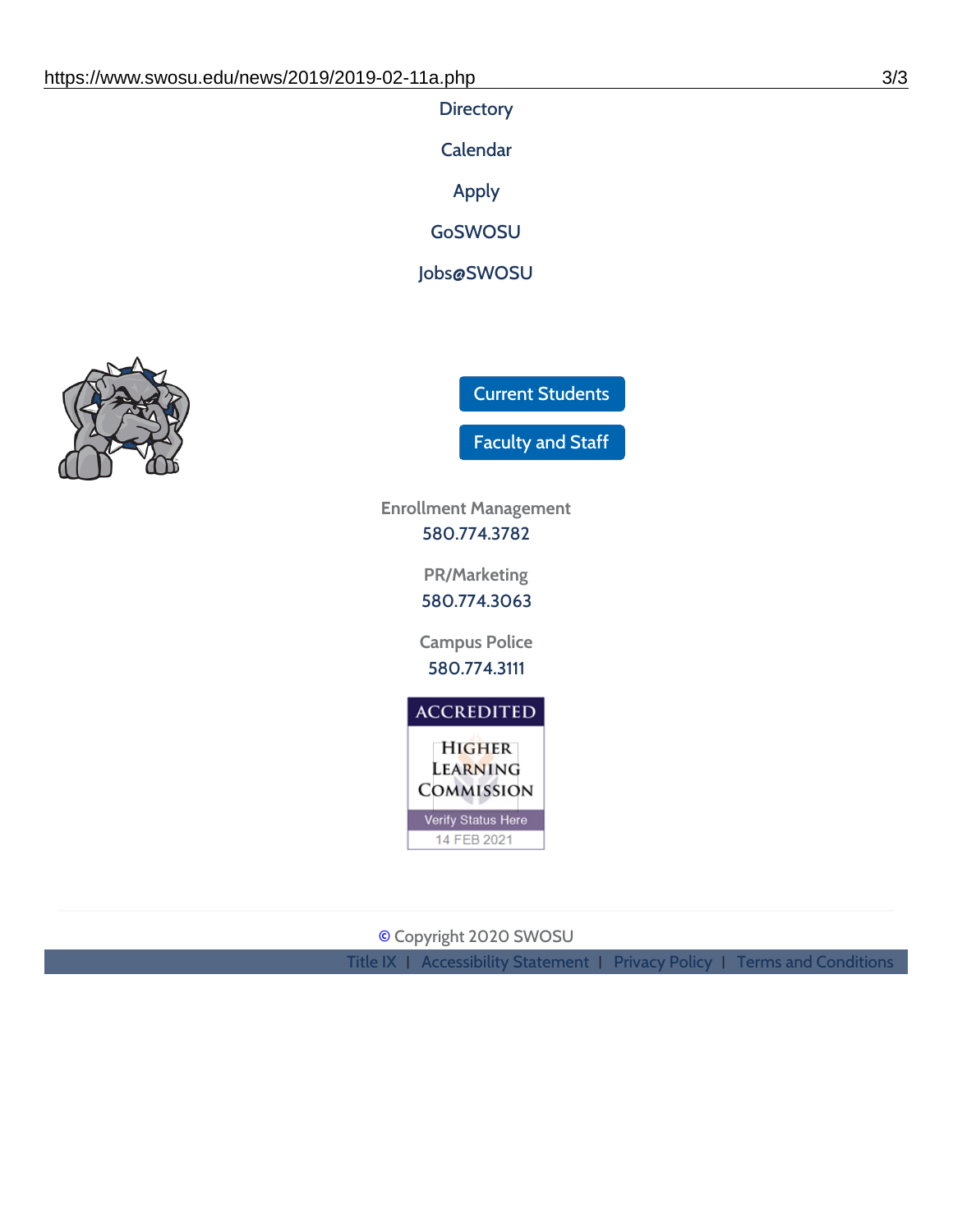Directory

Calendar

Apply

GoSWOSU

Jobs@SWOSU

Current Students

Faculty and Staff

Enrollment Management
580.774.3782

PR/Marketing
580.774.3063

Campus Police
580.774.3111

ACCREDITED
HIGHER LEARNING COMMISSION
Verify Status Here
14 FEB 2021

© Copyright 2020 SWOSU

Title IX | Accessibility Statement | Privacy Policy | Terms and Conditions